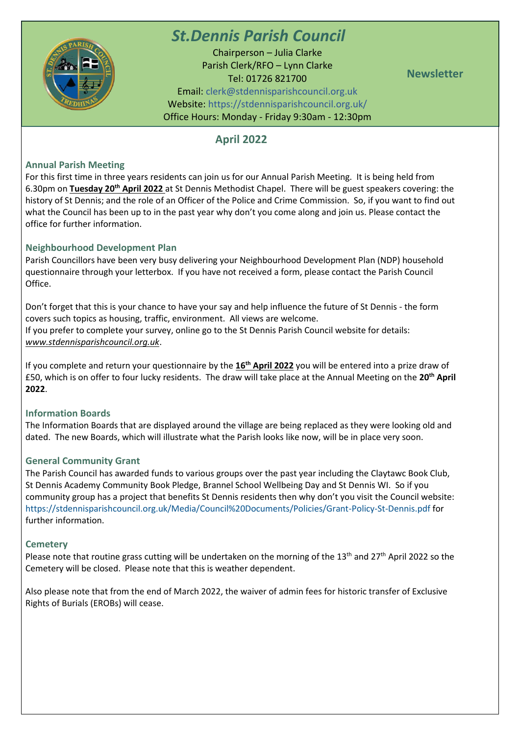# St.Dennis Parish Council

Chairperson – Julia Clarke
Parish Clerk/RFO – Lynn Clarke
Tel: 01726 821700
Email: clerk@stdennisparishcouncil.org.uk
Website: https://stdennisparishcouncil.org.uk/
Office Hours: Monday - Friday 9:30am - 12:30pm

**Newsletter**

## April 2022

### Annual Parish Meeting

For this first time in three years residents can join us for our Annual Parish Meeting. It is being held from 6.30pm on **Tuesday 20th April 2022** at St Dennis Methodist Chapel. There will be guest speakers covering: the history of St Dennis; and the role of an Officer of the Police and Crime Commission. So, if you want to find out what the Council has been up to in the past year why don't you come along and join us. Please contact the office for further information.

### Neighbourhood Development Plan

Parish Councillors have been very busy delivering your Neighbourhood Development Plan (NDP) household questionnaire through your letterbox. If you have not received a form, please contact the Parish Council Office.

Don't forget that this is your chance to have your say and help influence the future of St Dennis - the form covers such topics as housing, traffic, environment. All views are welcome.
If you prefer to complete your survey, online go to the St Dennis Parish Council website for details: *www.stdennisparishcouncil.org.uk*.

If you complete and return your questionnaire by the **16th April 2022** you will be entered into a prize draw of £50, which is on offer to four lucky residents. The draw will take place at the Annual Meeting on the **20th April 2022**.

### Information Boards

The Information Boards that are displayed around the village are being replaced as they were looking old and dated. The new Boards, which will illustrate what the Parish looks like now, will be in place very soon.

### General Community Grant

The Parish Council has awarded funds to various groups over the past year including the Claytawc Book Club, St Dennis Academy Community Book Pledge, Brannel School Wellbeing Day and St Dennis WI. So if you community group has a project that benefits St Dennis residents then why don't you visit the Council website: https://stdennisparishcouncil.org.uk/Media/Council%20Documents/Policies/Grant-Policy-St-Dennis.pdf for further information.

### Cemetery

Please note that routine grass cutting will be undertaken on the morning of the 13th and 27th April 2022 so the Cemetery will be closed. Please note that this is weather dependent.

Also please note that from the end of March 2022, the waiver of admin fees for historic transfer of Exclusive Rights of Burials (EROBs) will cease.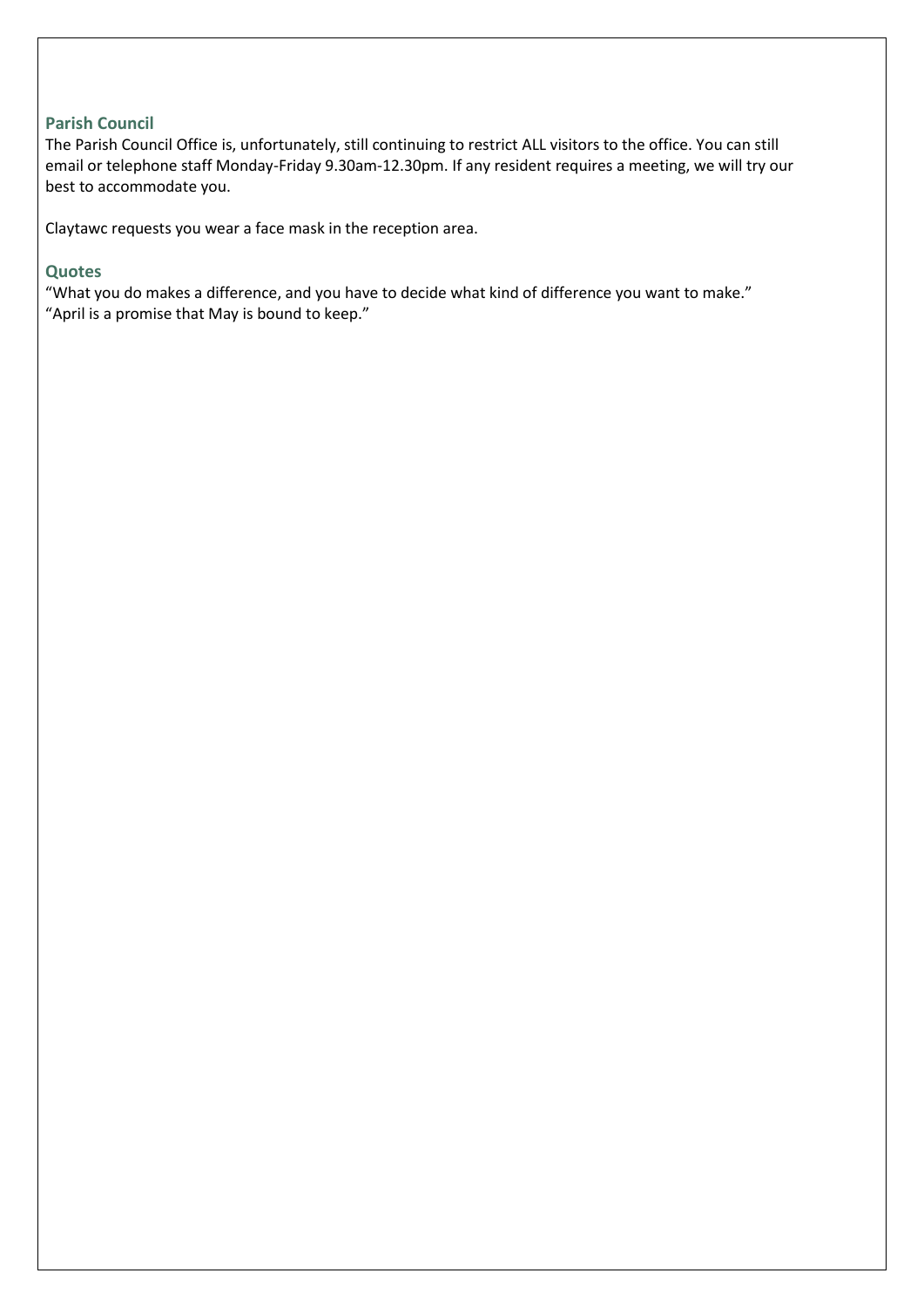## Parish Council

The Parish Council Office is, unfortunately, still continuing to restrict ALL visitors to the office. You can still email or telephone staff Monday-Friday 9.30am-12.30pm. If any resident requires a meeting, we will try our best to accommodate you.

Claytawc requests you wear a face mask in the reception area.

## Quotes

"What you do makes a difference, and you have to decide what kind of difference you want to make."
"April is a promise that May is bound to keep."